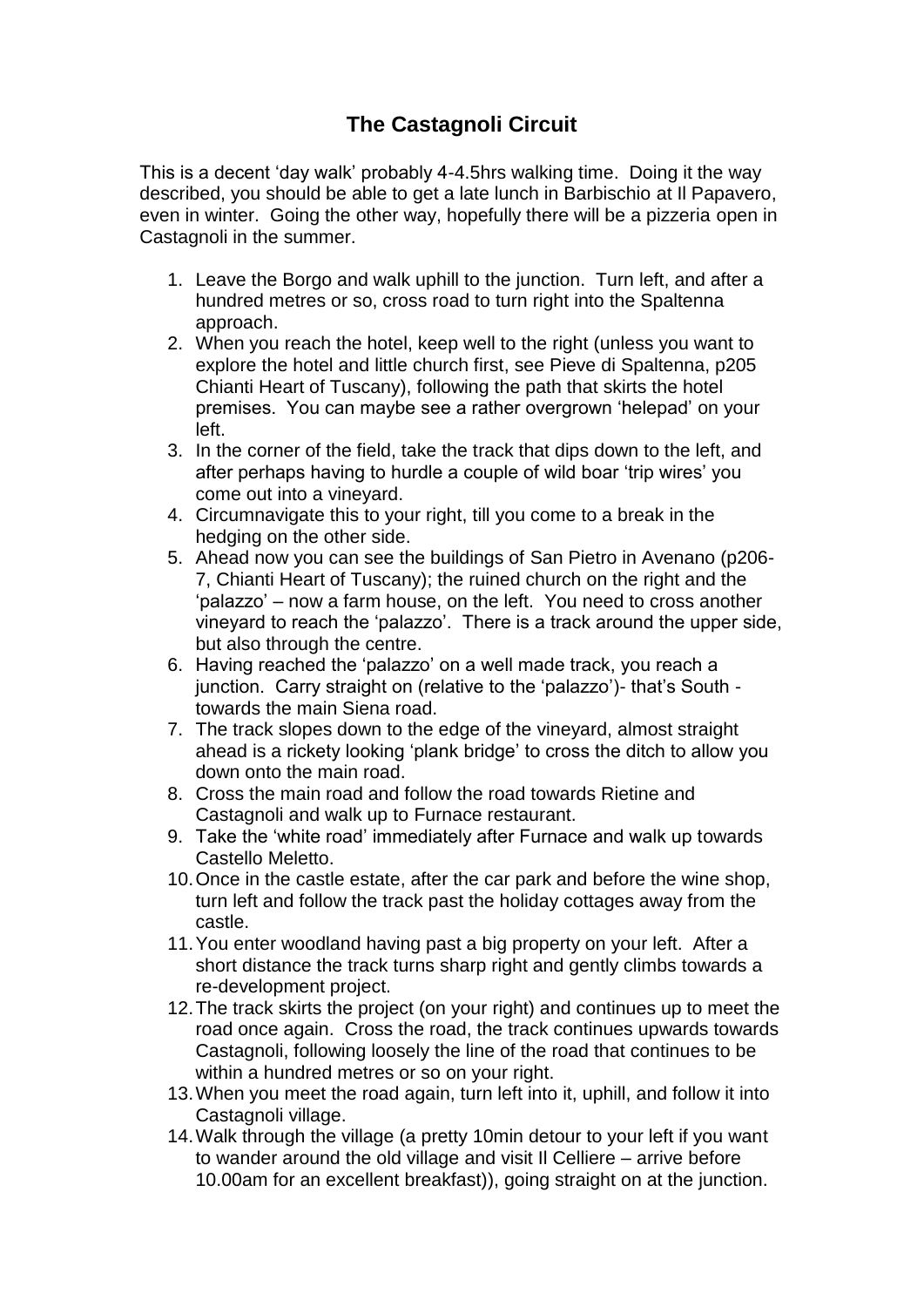# The Castagnoli Circuit

This is a decent 'day walk' probably 4-4.5hrs walking time. Doing it the way described, you should be able to get a late lunch in Barbischio at Il Papavero, even in winter. Going the other way, hopefully there will be a pizzeria open in Castagnoli in the summer.

1. Leave the Borgo and walk uphill to the junction. Turn left, and after a hundred metres or so, cross road to turn right into the Spaltenna approach.
2. When you reach the hotel, keep well to the right (unless you want to explore the hotel and little church first, see Pieve di Spaltenna, p205 Chianti Heart of Tuscany), following the path that skirts the hotel premises. You can maybe see a rather overgrown 'helepad' on your left.
3. In the corner of the field, take the track that dips down to the left, and after perhaps having to hurdle a couple of wild boar 'trip wires' you come out into a vineyard.
4. Circumnavigate this to your right, till you come to a break in the hedging on the other side.
5. Ahead now you can see the buildings of San Pietro in Avenano (p206-7, Chianti Heart of Tuscany); the ruined church on the right and the 'palazzo' – now a farm house, on the left. You need to cross another vineyard to reach the 'palazzo'. There is a track around the upper side, but also through the centre.
6. Having reached the 'palazzo' on a well made track, you reach a junction. Carry straight on (relative to the 'palazzo')- that's South - towards the main Siena road.
7. The track slopes down to the edge of the vineyard, almost straight ahead is a rickety looking 'plank bridge' to cross the ditch to allow you down onto the main road.
8. Cross the main road and follow the road towards Rietine and Castagnoli and walk up to Furnace restaurant.
9. Take the 'white road' immediately after Furnace and walk up towards Castello Meletto.
10. Once in the castle estate, after the car park and before the wine shop, turn left and follow the track past the holiday cottages away from the castle.
11. You enter woodland having past a big property on your left. After a short distance the track turns sharp right and gently climbs towards a re-development project.
12. The track skirts the project (on your right) and continues up to meet the road once again. Cross the road, the track continues upwards towards Castagnoli, following loosely the line of the road that continues to be within a hundred metres or so on your right.
13. When you meet the road again, turn left into it, uphill, and follow it into Castagnoli village.
14. Walk through the village (a pretty 10min detour to your left if you want to wander around the old village and visit Il Celliere – arrive before 10.00am for an excellent breakfast)), going straight on at the junction.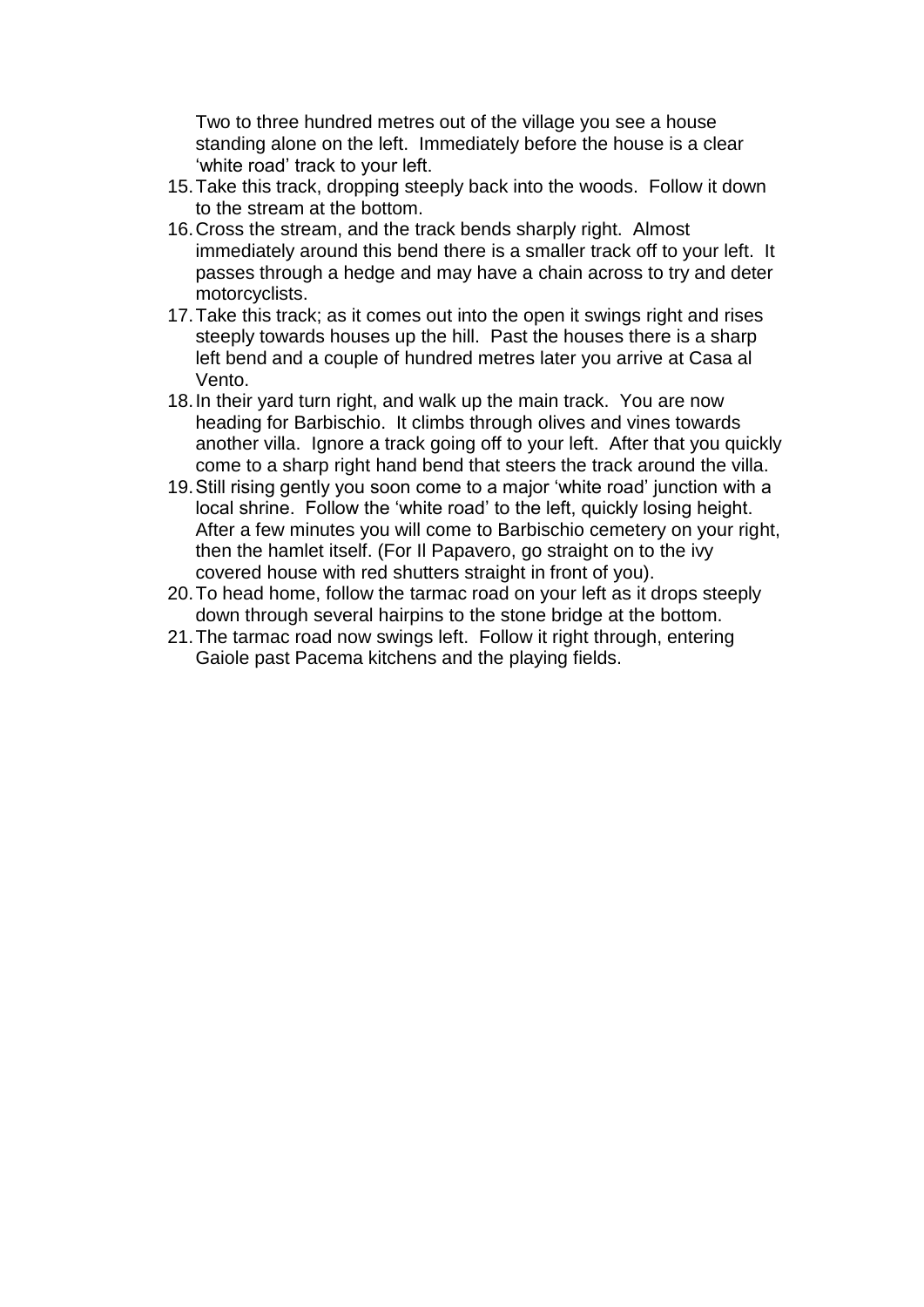Two to three hundred metres out of the village you see a house standing alone on the left. Immediately before the house is a clear 'white road' track to your left.

15. Take this track, dropping steeply back into the woods. Follow it down to the stream at the bottom.
16. Cross the stream, and the track bends sharply right. Almost immediately around this bend there is a smaller track off to your left. It passes through a hedge and may have a chain across to try and deter motorcyclists.
17. Take this track; as it comes out into the open it swings right and rises steeply towards houses up the hill. Past the houses there is a sharp left bend and a couple of hundred metres later you arrive at Casa al Vento.
18. In their yard turn right, and walk up the main track. You are now heading for Barbischio. It climbs through olives and vines towards another villa. Ignore a track going off to your left. After that you quickly come to a sharp right hand bend that steers the track around the villa.
19. Still rising gently you soon come to a major 'white road' junction with a local shrine. Follow the 'white road' to the left, quickly losing height. After a few minutes you will come to Barbischio cemetery on your right, then the hamlet itself. (For Il Papavero, go straight on to the ivy covered house with red shutters straight in front of you).
20. To head home, follow the tarmac road on your left as it drops steeply down through several hairpins to the stone bridge at the bottom.
21. The tarmac road now swings left. Follow it right through, entering Gaiole past Pacema kitchens and the playing fields.